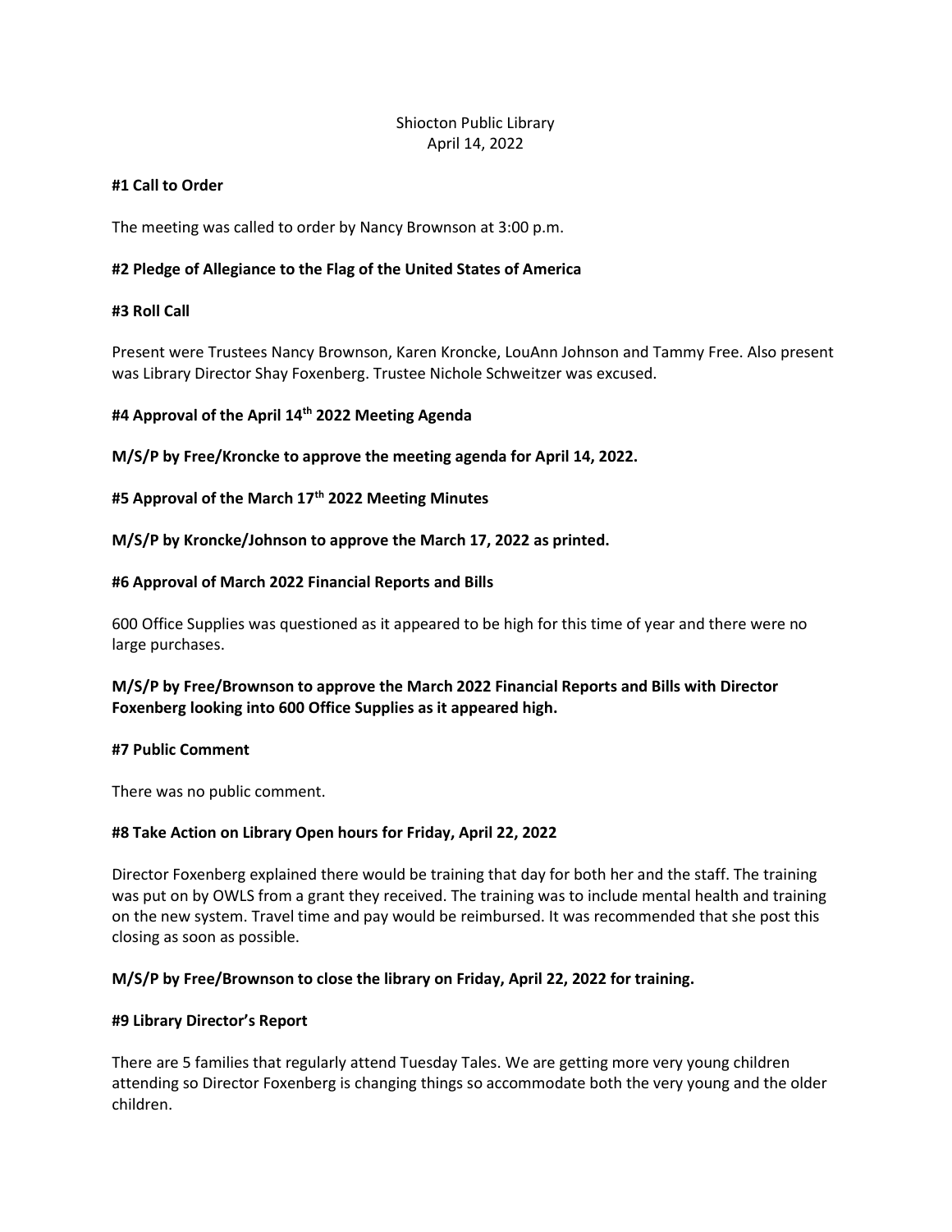Shiocton Public Library
April 14, 2022

**#1 Call to Order**

The meeting was called to order by Nancy Brownson at 3:00 p.m.

**#2 Pledge of Allegiance to the Flag of the United States of America**

**#3 Roll Call**

Present were Trustees Nancy Brownson, Karen Kroncke, LouAnn Johnson and Tammy Free. Also present was Library Director Shay Foxenberg. Trustee Nichole Schweitzer was excused.

**#4 Approval of the April 14th 2022 Meeting Agenda**

**M/S/P by Free/Kroncke to approve the meeting agenda for April 14, 2022.**

**#5 Approval of the March 17th 2022 Meeting Minutes**

**M/S/P by Kroncke/Johnson to approve the March 17, 2022 as printed.**

**#6 Approval of March 2022 Financial Reports and Bills**

600 Office Supplies was questioned as it appeared to be high for this time of year and there were no large purchases.

**M/S/P by Free/Brownson to approve the March 2022 Financial Reports and Bills with Director Foxenberg looking into 600 Office Supplies as it appeared high.**

**#7 Public Comment**

There was no public comment.

**#8 Take Action on Library Open hours for Friday, April 22, 2022**

Director Foxenberg explained there would be training that day for both her and the staff. The training was put on by OWLS from a grant they received. The training was to include mental health and training on the new system. Travel time and pay would be reimbursed. It was recommended that she post this closing as soon as possible.

**M/S/P by Free/Brownson to close the library on Friday, April 22, 2022 for training.**

**#9 Library Director's Report**

There are 5 families that regularly attend Tuesday Tales. We are getting more very young children attending so Director Foxenberg is changing things so accommodate both the very young and the older children.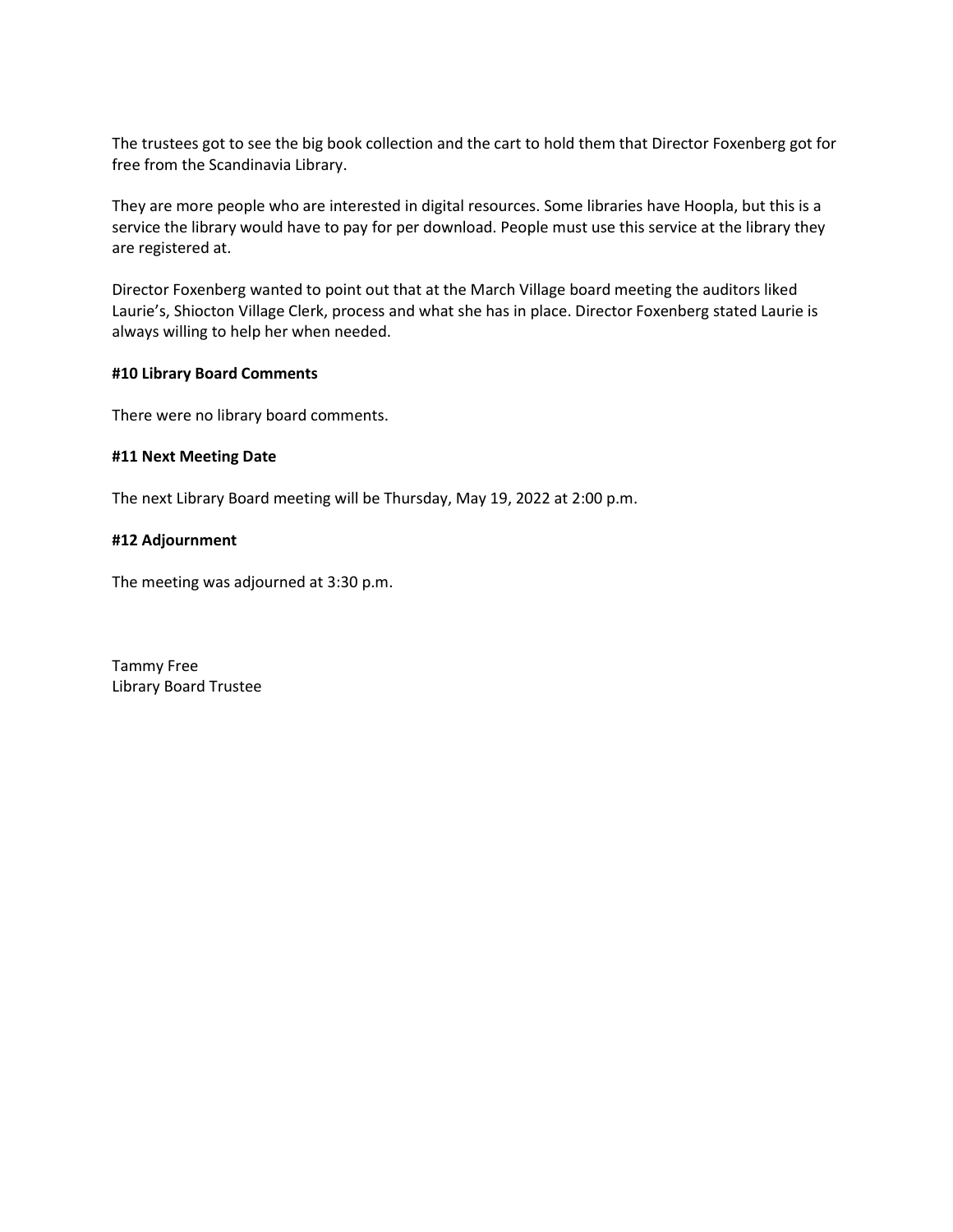The trustees got to see the big book collection and the cart to hold them that Director Foxenberg got for free from the Scandinavia Library.

They are more people who are interested in digital resources. Some libraries have Hoopla, but this is a service the library would have to pay for per download. People must use this service at the library they are registered at.

Director Foxenberg wanted to point out that at the March Village board meeting the auditors liked Laurie's, Shiocton Village Clerk, process and what she has in place. Director Foxenberg stated Laurie is always willing to help her when needed.

**#10 Library Board Comments**

There were no library board comments.

**#11 Next Meeting Date**

The next Library Board meeting will be Thursday, May 19, 2022 at 2:00 p.m.

**#12 Adjournment**

The meeting was adjourned at 3:30 p.m.

Tammy Free
Library Board Trustee